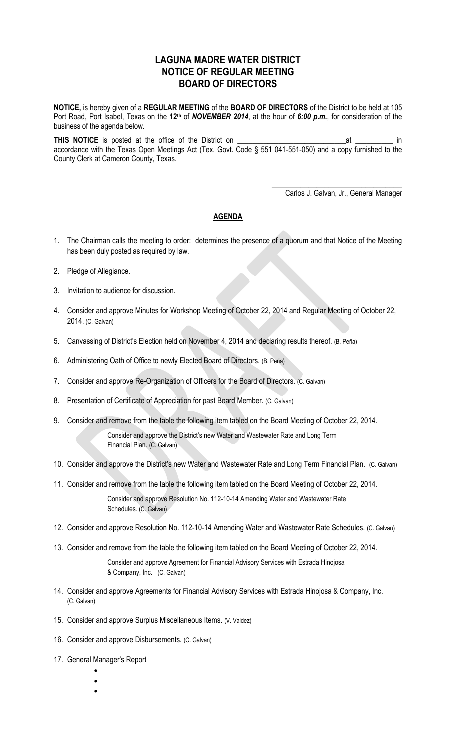# LAGUNA MADRE WATER DISTRICT
# NOTICE OF REGULAR MEETING
# BOARD OF DIRECTORS

**NOTICE,** is hereby given of a **REGULAR MEETING** of the **BOARD OF DIRECTORS** of the District to be held at 105 Port Road, Port Isabel, Texas on the **12th** of ***NOVEMBER 2014***, at the hour of ***6:00 p.m.***, for consideration of the business of the agenda below.

**THIS NOTICE** is posted at the office of the District on ____________________________at __________ in accordance with the Texas Open Meetings Act (Tex. Govt. Code § 551 041-551-050) and a copy furnished to the County Clerk at Cameron County, Texas.

_________________________________
Carlos J. Galvan, Jr., General Manager

## AGENDA

1. The Chairman calls the meeting to order: determines the presence of a quorum and that Notice of the Meeting has been duly posted as required by law.
2. Pledge of Allegiance.
3. Invitation to audience for discussion.
4. Consider and approve Minutes for Workshop Meeting of October 22, 2014 and Regular Meeting of October 22, 2014. (C. Galvan)
5. Canvassing of District's Election held on November 4, 2014 and declaring results thereof. (B. Peña)
6. Administering Oath of Office to newly Elected Board of Directors. (B. Peña)
7. Consider and approve Re-Organization of Officers for the Board of Directors. (C. Galvan)
8. Presentation of Certificate of Appreciation for past Board Member. (C. Galvan)
9. Consider and remove from the table the following item tabled on the Board Meeting of October 22, 2014.

   Consider and approve the District's new Water and Wastewater Rate and Long Term Financial Plan. (C. Galvan)
10. Consider and approve the District's new Water and Wastewater Rate and Long Term Financial Plan. (C. Galvan)
11. Consider and remove from the table the following item tabled on the Board Meeting of October 22, 2014.

    Consider and approve Resolution No. 112-10-14 Amending Water and Wastewater Rate Schedules. (C. Galvan)
12. Consider and approve Resolution No. 112-10-14 Amending Water and Wastewater Rate Schedules. (C. Galvan)
13. Consider and remove from the table the following item tabled on the Board Meeting of October 22, 2014.

    Consider and approve Agreement for Financial Advisory Services with Estrada Hinojosa & Company, Inc. (C. Galvan)
14. Consider and approve Agreements for Financial Advisory Services with Estrada Hinojosa & Company, Inc. (C. Galvan)
15. Consider and approve Surplus Miscellaneous Items. (V. Valdez)
16. Consider and approve Disbursements. (C. Galvan)
17. General Manager's Report
    -
    -
    -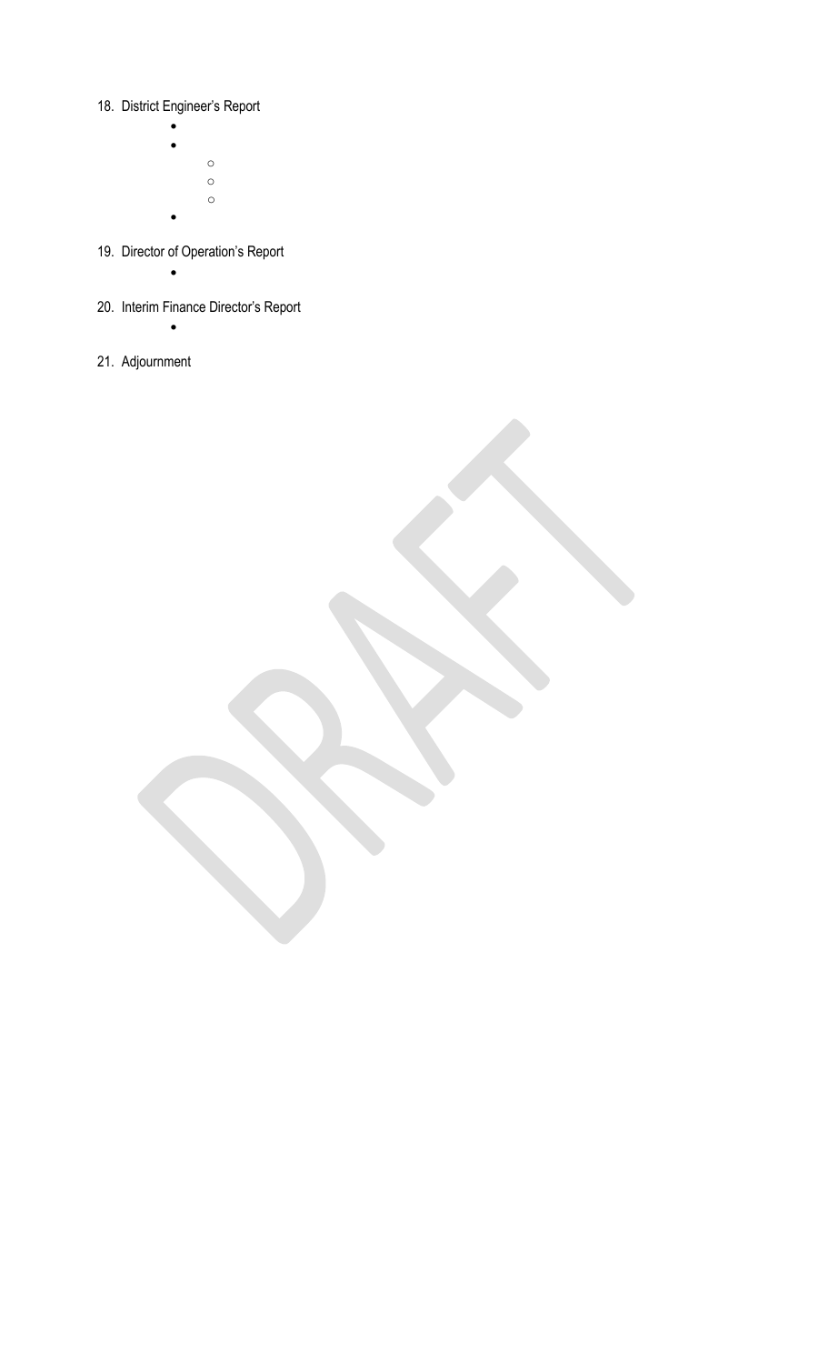18. District Engineer's Report
    -
    -
        -
        -
        -
    -

19. Director of Operation's Report
    -

20. Interim Finance Director's Report
    -

21. Adjournment

DRAFT